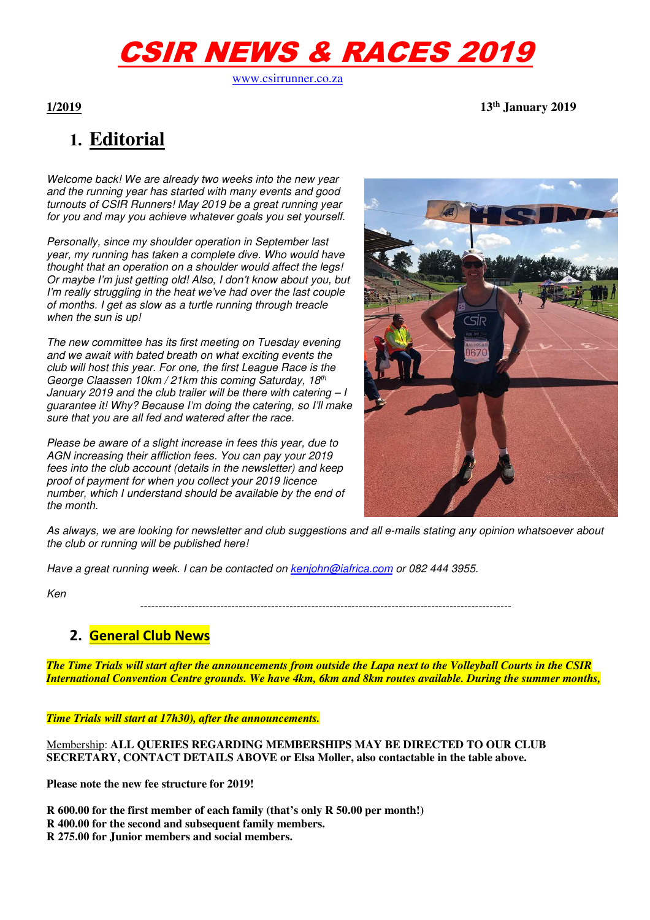# CSIR NEWS & RACES 2019

www.csirrunner.co.za

**1/2019** **13th January 2019**

## 1. Editorial

*Welcome back! We are already two weeks into the new year and the running year has started with many events and good turnouts of CSIR Runners! May 2019 be a great running year for you and may you achieve whatever goals you set yourself.*

*Personally, since my shoulder operation in September last year, my running has taken a complete dive. Who would have thought that an operation on a shoulder would affect the legs! Or maybe I'm just getting old! Also, I don't know about you, but I'm really struggling in the heat we've had over the last couple of months. I get as slow as a turtle running through treacle when the sun is up!*

*The new committee has its first meeting on Tuesday evening and we await with bated breath on what exciting events the club will host this year. For one, the first League Race is the George Claassen 10km / 21km this coming Saturday, 18th January 2019 and the club trailer will be there with catering – I guarantee it! Why? Because I'm doing the catering, so I'll make sure that you are all fed and watered after the race.*

*Please be aware of a slight increase in fees this year, due to AGN increasing their affliction fees. You can pay your 2019 fees into the club account (details in the newsletter) and keep proof of payment for when you collect your 2019 licence number, which I understand should be available by the end of the month.*

*As always, we are looking for newsletter and club suggestions and all e-mails stating any opinion whatsoever about the club or running will be published here!*

*Have a great running week. I can be contacted on kenjohn@iafrica.com or 082 444 3955.*

*Ken*

---

## 2. General Club News

***The Time Trials will start after the announcements from outside the Lapa next to the Volleyball Courts in the CSIR International Convention Centre grounds. We have 4km, 6km and 8km routes available. During the summer months,***

***Time Trials will start at 17h30), after the announcements.***

Membership: **ALL QUERIES REGARDING MEMBERSHIPS MAY BE DIRECTED TO OUR CLUB SECRETARY, CONTACT DETAILS ABOVE or Elsa Moller, also contactable in the table above.**

**Please note the new fee structure for 2019!**

**R 600.00 for the first member of each family (that's only R 50.00 per month!)**
**R 400.00 for the second and subsequent family members.**
**R 275.00 for Junior members and social members.**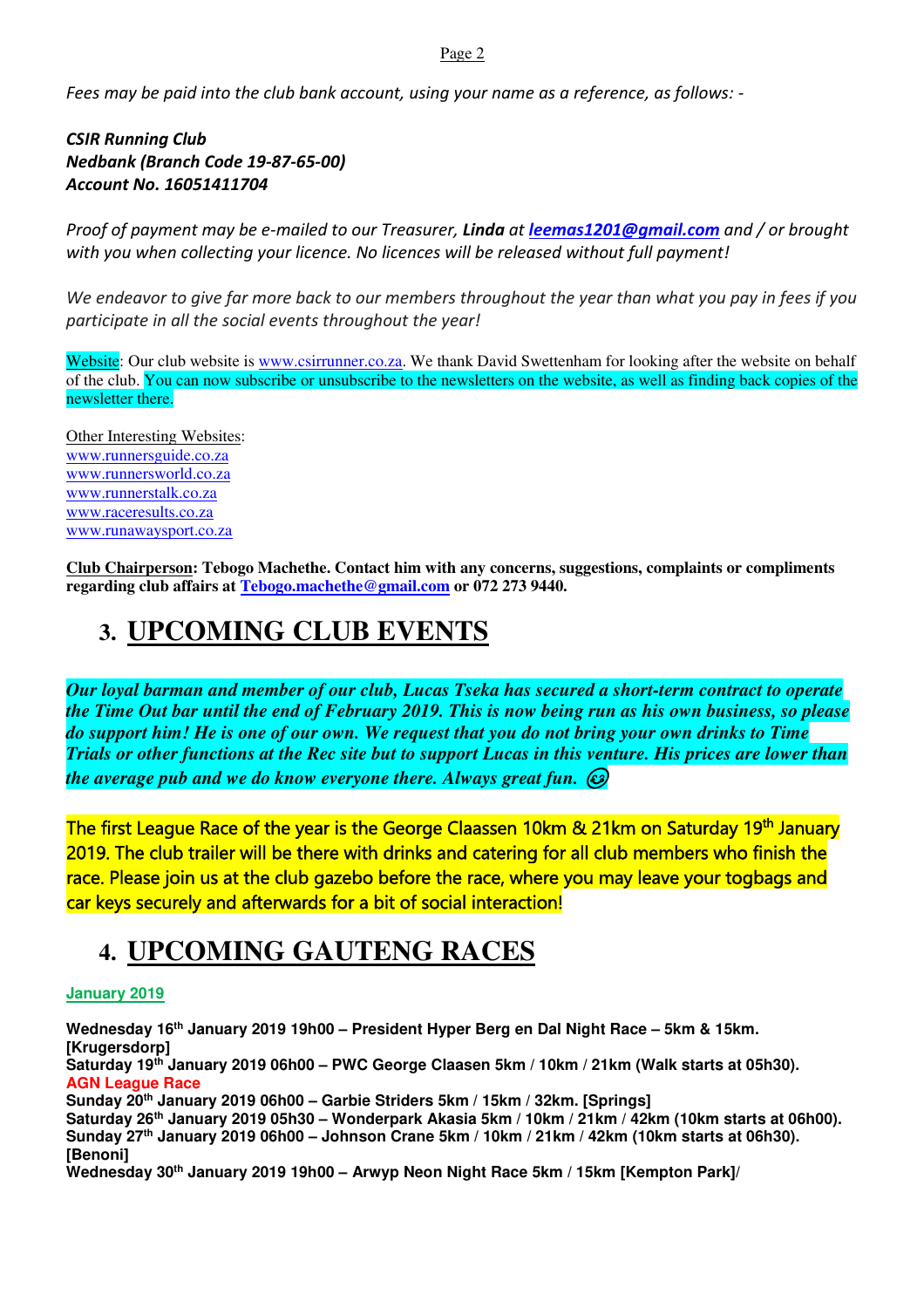*Fees may be paid into the club bank account, using your name as a reference, as follows: -*

***CSIR Running Club***
***Nedbank (Branch Code 19-87-65-00)***
***Account No. 16051411704***

*Proof of payment may be e-mailed to our Treasurer, **Linda** at **leemas1201@gmail.com** and / or brought with you when collecting your licence. No licences will be released without full payment!*

*We endeavor to give far more back to our members throughout the year than what you pay in fees if you participate in all the social events throughout the year!*

Website: Our club website is www.csirrunner.co.za. We thank David Swettenham for looking after the website on behalf of the club. You can now subscribe or unsubscribe to the newsletters on the website, as well as finding back copies of the newsletter there.

Other Interesting Websites:
www.runnersguide.co.za
www.runnersworld.co.za
www.runnerstalk.co.za
www.raceresults.co.za
www.runawaysport.co.za

**Club Chairperson: Tebogo Machethe. Contact him with any concerns, suggestions, complaints or compliments regarding club affairs at Tebogo.machethe@gmail.com or 072 273 9440.**

# 3. UPCOMING CLUB EVENTS

***Our loyal barman and member of our club, Lucas Tseka has secured a short-term contract to operate the Time Out bar until the end of February 2019. This is now being run as his own business, so please do support him! He is one of our own. We request that you do not bring your own drinks to Time Trials or other functions at the Rec site but to support Lucas in this venture. His prices are lower than the average pub and we do know everyone there. Always great fun.*** 😂

The first League Race of the year is the George Claassen 10km & 21km on Saturday 19th January 2019. The club trailer will be there with drinks and catering for all club members who finish the race. Please join us at the club gazebo before the race, where you may leave your togbags and car keys securely and afterwards for a bit of social interaction!

# 4. UPCOMING GAUTENG RACES

**January 2019**

**Wednesday 16th January 2019 19h00 – President Hyper Berg en Dal Night Race – 5km & 15km. [Krugersdorp]**
**Saturday 19th January 2019 06h00 – PWC George Claasen 5km / 10km / 21km (Walk starts at 05h30).**
**AGN League Race**
**Sunday 20th January 2019 06h00 – Garbie Striders 5km / 15km / 32km. [Springs]**
**Saturday 26th January 2019 05h30 – Wonderpark Akasia 5km / 10km / 21km / 42km (10km starts at 06h00).**
**Sunday 27th January 2019 06h00 – Johnson Crane 5km / 10km / 21km / 42km (10km starts at 06h30). [Benoni]**
**Wednesday 30th January 2019 19h00 – Arwyp Neon Night Race 5km / 15km [Kempton Park]/**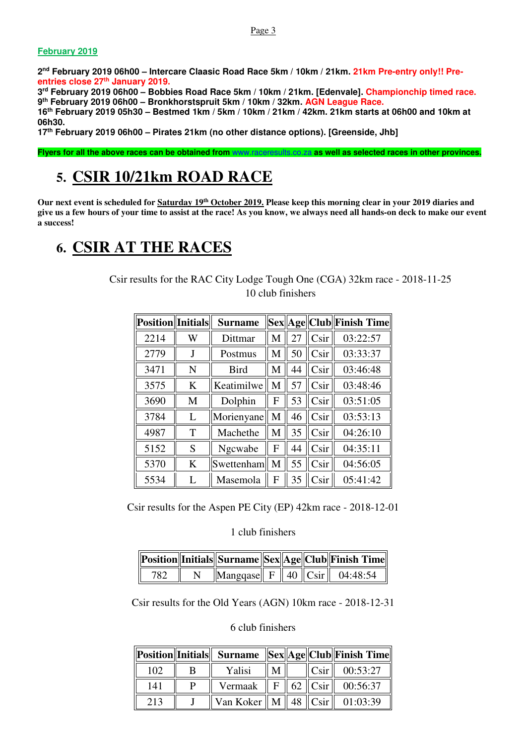**February 2019**

**2nd February 2019 06h00 – Intercare Claasic Road Race 5km / 10km / 21km. 21km Pre-entry only!! Pre-entries close 27th January 2019.**
**3rd February 2019 06h00 – Bobbies Road Race 5km / 10km / 21km. [Edenvale]. Championchip timed race.**
**9th February 2019 06h00 – Bronkhorstspruit 5km / 10km / 32km. AGN League Race.**
**16th February 2019 05h30 – Bestmed 1km / 5km / 10km / 21km / 42km. 21km starts at 06h00 and 10km at 06h30.**
**17th February 2019 06h00 – Pirates 21km (no other distance options). [Greenside, Jhb]**

**Flyers for all the above races can be obtained from www.raceresults.co.za as well as selected races in other provinces.**

# 5. CSIR 10/21km ROAD RACE

**Our next event is scheduled for Saturday 19th October 2019. Please keep this morning clear in your 2019 diaries and give us a few hours of your time to assist at the race! As you know, we always need all hands-on deck to make our event a success!**

# 6. CSIR AT THE RACES

Csir results for the RAC City Lodge Tough One (CGA) 32km race - 2018-11-25
10 club finishers

| Position | Initials | Surname | Sex | Age | Club | Finish Time |
|---|---|---|---|---|---|---|
| 2214 | W | Dittmar | M | 27 | Csir | 03:22:57 |
| 2779 | J | Postmus | M | 50 | Csir | 03:33:37 |
| 3471 | N | Bird | M | 44 | Csir | 03:46:48 |
| 3575 | K | Keatimilwe | M | 57 | Csir | 03:48:46 |
| 3690 | M | Dolphin | F | 53 | Csir | 03:51:05 |
| 3784 | L | Morienyane | M | 46 | Csir | 03:53:13 |
| 4987 | T | Machethe | M | 35 | Csir | 04:26:10 |
| 5152 | S | Ngcwabe | F | 44 | Csir | 04:35:11 |
| 5370 | K | Swettenham | M | 55 | Csir | 04:56:05 |
| 5534 | L | Masemola | F | 35 | Csir | 05:41:42 |

Csir results for the Aspen PE City (EP) 42km race - 2018-12-01

1 club finishers

| Position | Initials | Surname | Sex | Age | Club | Finish Time |
|---|---|---|---|---|---|---|
| 782 | N | Mangqase | F | 40 | Csir | 04:48:54 |

Csir results for the Old Years (AGN) 10km race - 2018-12-31

6 club finishers

| Position | Initials | Surname | Sex | Age | Club | Finish Time |
|---|---|---|---|---|---|---|
| 102 | B | Yalisi | M | | Csir | 00:53:27 |
| 141 | P | Vermaak | F | 62 | Csir | 00:56:37 |
| 213 | J | Van Koker | M | 48 | Csir | 01:03:39 |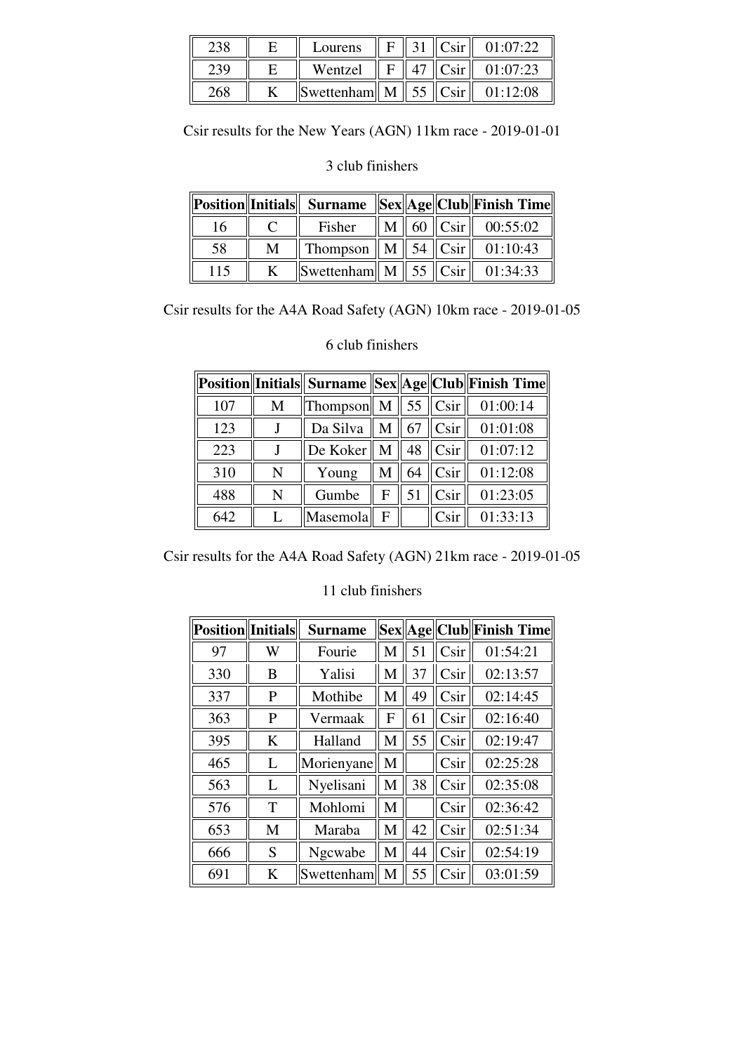| 238 | E | Lourens | F | 31 | Csir | 01:07:22 |
|---|---|---|---|---|---|---|
| 239 | E | Wentzel | F | 47 | Csir | 01:07:23 |
| 268 | K | Swettenham | M | 55 | Csir | 01:12:08 |

Csir results for the New Years (AGN) 11km race - 2019-01-01

3 club finishers

| Position | Initials | Surname | Sex | Age | Club | Finish Time |
|---|---|---|---|---|---|---|
| 16 | C | Fisher | M | 60 | Csir | 00:55:02 |
| 58 | M | Thompson | M | 54 | Csir | 01:10:43 |
| 115 | K | Swettenham | M | 55 | Csir | 01:34:33 |

Csir results for the A4A Road Safety (AGN) 10km race - 2019-01-05

6 club finishers

| Position | Initials | Surname | Sex | Age | Club | Finish Time |
|---|---|---|---|---|---|---|
| 107 | M | Thompson | M | 55 | Csir | 01:00:14 |
| 123 | J | Da Silva | M | 67 | Csir | 01:01:08 |
| 223 | J | De Koker | M | 48 | Csir | 01:07:12 |
| 310 | N | Young | M | 64 | Csir | 01:12:08 |
| 488 | N | Gumbe | F | 51 | Csir | 01:23:05 |
| 642 | L | Masemola | F | | Csir | 01:33:13 |

Csir results for the A4A Road Safety (AGN) 21km race - 2019-01-05

11 club finishers

| Position | Initials | Surname | Sex | Age | Club | Finish Time |
|---|---|---|---|---|---|---|
| 97 | W | Fourie | M | 51 | Csir | 01:54:21 |
| 330 | B | Yalisi | M | 37 | Csir | 02:13:57 |
| 337 | P | Mothibe | M | 49 | Csir | 02:14:45 |
| 363 | P | Vermaak | F | 61 | Csir | 02:16:40 |
| 395 | K | Halland | M | 55 | Csir | 02:19:47 |
| 465 | L | Morienyane | M | | Csir | 02:25:28 |
| 563 | L | Nyelisani | M | 38 | Csir | 02:35:08 |
| 576 | T | Mohlomi | M | | Csir | 02:36:42 |
| 653 | M | Maraba | M | 42 | Csir | 02:51:34 |
| 666 | S | Ngcwabe | M | 44 | Csir | 02:54:19 |
| 691 | K | Swettenham | M | 55 | Csir | 03:01:59 |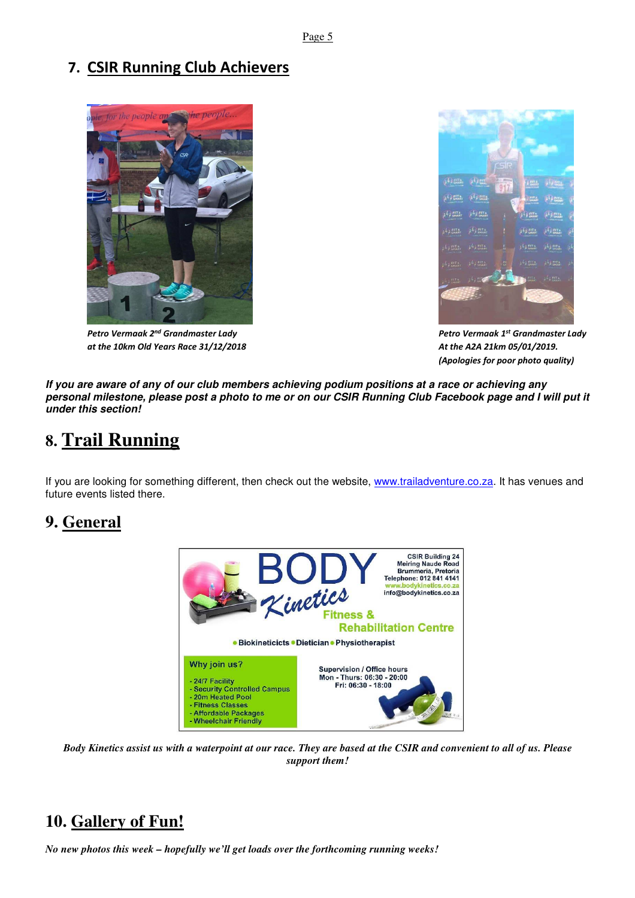## 7. CSIR Running Club Achievers

*Petro Vermaak 2nd Grandmaster Lady at the 10km Old Years Race 31/12/2018*

*Petro Vermaak 1st Grandmaster Lady At the A2A 21km 05/01/2019. (Apologies for poor photo quality)*

***If you are aware of any of our club members achieving podium positions at a race or achieving any personal milestone, please post a photo to me or on our CSIR Running Club Facebook page and I will put it under this section!***

## 8. Trail Running

If you are looking for something different, then check out the website, www.trailadventure.co.za. It has venues and future events listed there.

## 9. General

BODY Kinetics

Fitness & Rehabilitation Centre

CSIR Building 24
Meiring Naude Road
Brummeria, Pretoria
Telephone: 012 841 4141
www.bodykinetics.co.za
info@bodykinetics.co.za

• Biokineticicts • Dietician • Physiotherapist

Why join us?

- 24/7 Facility
- Security Controlled Campus
- 20m Heated Pool
- Fitness Classes
- Affordable Packages
- Wheelchair Friendly

Supervision / Office hours
Mon - Thurs: 06:30 - 20:00
Fri: 06:30 - 18:00

*Body Kinetics assist us with a waterpoint at our race. They are based at the CSIR and convenient to all of us. Please support them!*

## 10. Gallery of Fun!

*No new photos this week – hopefully we'll get loads over the forthcoming running weeks!*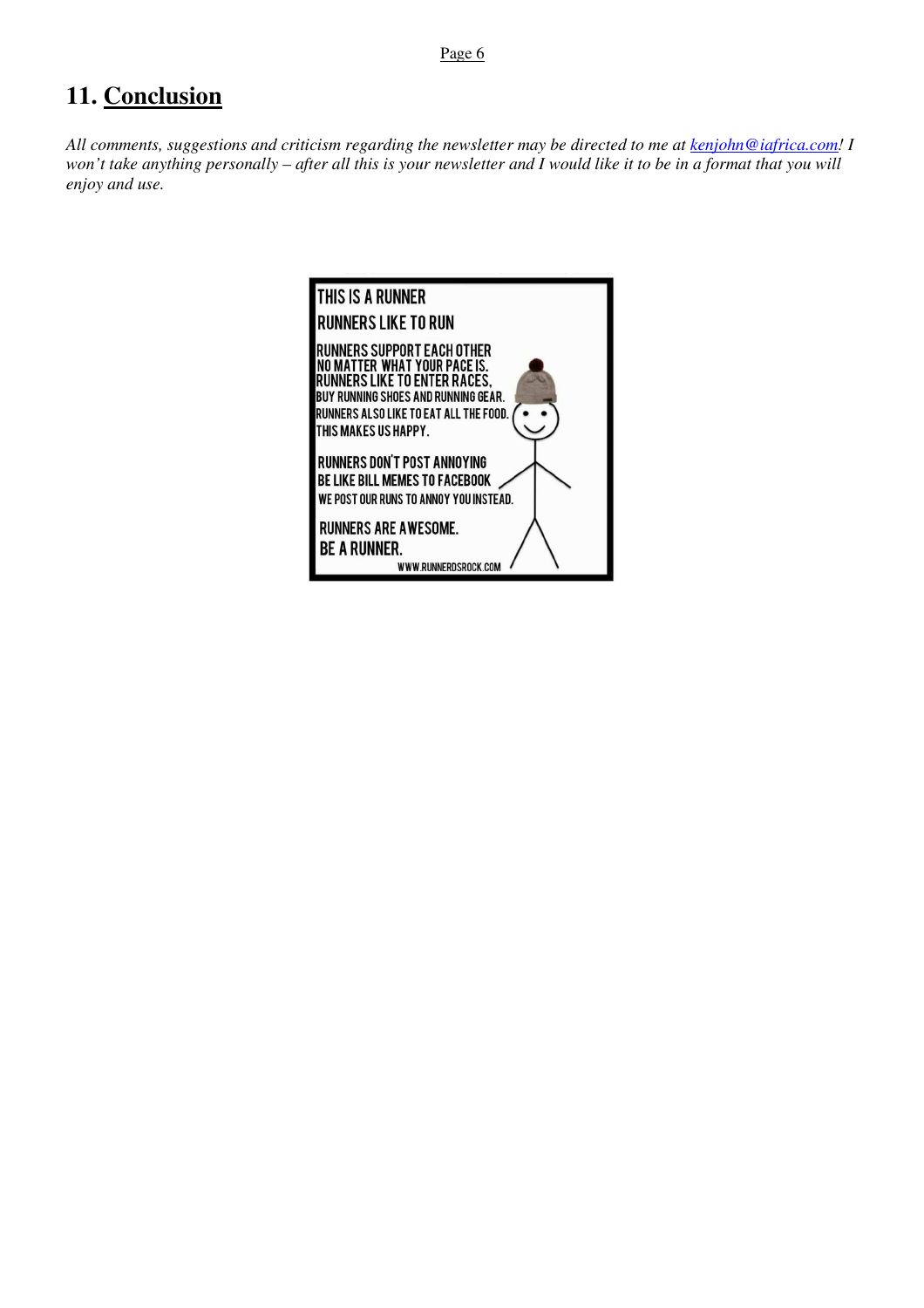## 11. **Conclusion**

*All comments, suggestions and criticism regarding the newsletter may be directed to me at [kenjohn@iafrica.com](mailto:kenjohn@iafrica.com)! I won't take anything personally – after all this is your newsletter and I would like it to be in a format that you will enjoy and use.*

THIS IS A RUNNER

RUNNERS LIKE TO RUN

RUNNERS SUPPORT EACH OTHER
NO MATTER WHAT YOUR PACE IS.
RUNNERS LIKE TO ENTER RACES,
BUY RUNNING SHOES AND RUNNING GEAR.
RUNNERS ALSO LIKE TO EAT ALL THE FOOD.
THIS MAKES US HAPPY.

RUNNERS DON'T POST ANNOYING
BE LIKE BILL MEMES TO FACEBOOK
WE POST OUR RUNS TO ANNOY YOU INSTEAD.

RUNNERS ARE AWESOME.
BE A RUNNER.

WWW.RUNNERDSROCK.COM